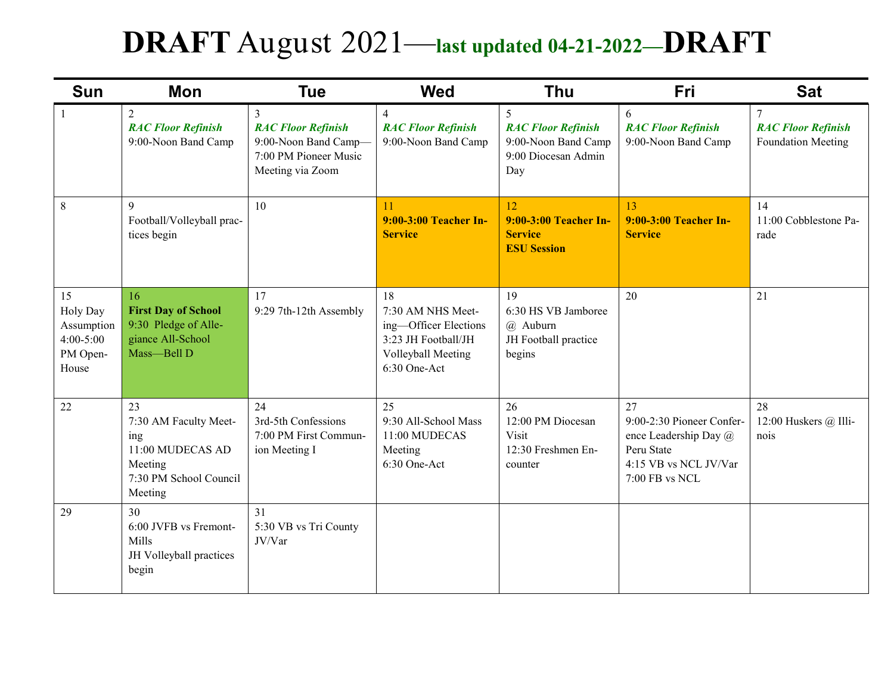# **DRAFT** August 2021—**last updated 04-21-2022—DRAFT**

| Sun | Mon | Tue | Wed | Thu | Fri | Sat |
|---|---|---|---|---|---|---|
| 1 | 2<br>***RAC Floor Refinish***<br>9:00-Noon Band Camp | 3<br>***RAC Floor Refinish***<br>9:00-Noon Band Camp—7:00 PM Pioneer Music Meeting via Zoom | 4<br>***RAC Floor Refinish***<br>9:00-Noon Band Camp | 5<br>***RAC Floor Refinish***<br>9:00-Noon Band Camp<br>9:00 Diocesan Admin Day | 6<br>***RAC Floor Refinish***<br>9:00-Noon Band Camp | 7<br>***RAC Floor Refinish***<br>Foundation Meeting |
| 8 | 9<br>Football/Volleyball practices begin | 10 | 11<br>**9:00-3:00 Teacher In-Service** | 12<br>**9:00-3:00 Teacher In-Service**<br>**ESU Session** | 13<br>**9:00-3:00 Teacher In-Service** | 14<br>11:00 Cobblestone Parade |
| 15<br>Holy Day Assumption<br>4:00-5:00 PM Open-House | 16<br>**First Day of School**<br>9:30 Pledge of Allegiance All-School Mass—Bell D | 17<br>9:29 7th-12th Assembly | 18<br>7:30 AM NHS Meeting—Officer Elections<br>3:23 JH Football/JH Volleyball Meeting<br>6:30 One-Act | 19<br>6:30 HS VB Jamboree @ Auburn<br>JH Football practice begins | 20 | 21 |
| 22 | 23<br>7:30 AM Faculty Meeting<br>11:00 MUDECAS AD Meeting<br>7:30 PM School Council Meeting | 24<br>3rd-5th Confessions<br>7:00 PM First Communion Meeting I | 25<br>9:30 All-School Mass<br>11:00 MUDECAS Meeting<br>6:30 One-Act | 26<br>12:00 PM Diocesan Visit<br>12:30 Freshmen Encounter | 27<br>9:00-2:30 Pioneer Conference Leadership Day @ Peru State<br>4:15 VB vs NCL JV/Var<br>7:00 FB vs NCL | 28<br>12:00 Huskers @ Illinois |
| 29 | 30<br>6:00 JVFB vs Fremont-Mills<br>JH Volleyball practices begin | 31<br>5:30 VB vs Tri County JV/Var | | | | |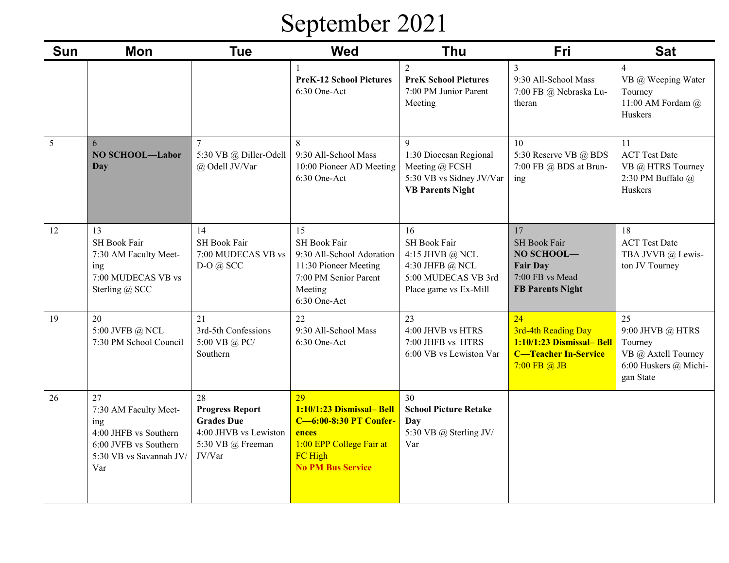# September 2021

| Sun | Mon | Tue | Wed | Thu | Fri | Sat |
|---|---|---|---|---|---|---|
| | | | 1<br>**PreK-12 School Pictures**<br>6:30 One-Act | 2<br>**PreK School Pictures**<br>7:00 PM Junior Parent Meeting | 3<br>9:30 All-School Mass<br>7:00 FB @ Nebraska Lutheran | 4<br>VB @ Weeping Water Tourney<br>11:00 AM Fordam @ Huskers |
| 5 | 6<br>**NO SCHOOL—Labor Day** | 7<br>5:30 VB @ Diller-Odell @ Odell JV/Var | 8<br>9:30 All-School Mass<br>10:00 Pioneer AD Meeting<br>6:30 One-Act | 9<br>1:30 Diocesan Regional Meeting @ FCSH<br>5:30 VB vs Sidney JV/Var<br>**VB Parents Night** | 10<br>5:30 Reserve VB @ BDS<br>7:00 FB @ BDS at Bruning | 11<br>ACT Test Date<br>VB @ HTRS Tourney<br>2:30 PM Buffalo @ Huskers |
| 12 | 13<br>SH Book Fair<br>7:30 AM Faculty Meeting<br>7:00 MUDECAS VB vs Sterling @ SCC | 14<br>SH Book Fair<br>7:00 MUDECAS VB vs D-O @ SCC | 15<br>SH Book Fair<br>9:30 All-School Adoration<br>11:30 Pioneer Meeting<br>7:00 PM Senior Parent Meeting<br>6:30 One-Act | 16<br>SH Book Fair<br>4:15 JHVB @ NCL<br>4:30 JHFB @ NCL<br>5:00 MUDECAS VB 3rd Place game vs Ex-Mill | 17<br>SH Book Fair<br>**NO SCHOOL—Fair Day**<br>7:00 FB vs Mead<br>**FB Parents Night** | 18<br>ACT Test Date<br>TBA JVVB @ Lewiston JV Tourney |
| 19 | 20<br>5:00 JVFB @ NCL<br>7:30 PM School Council | 21<br>3rd-5th Confessions<br>5:00 VB @ PC/Southern | 22<br>9:30 All-School Mass<br>6:30 One-Act | 23<br>4:00 JHVB vs HTRS<br>7:00 JHFB vs HTRS<br>6:00 VB vs Lewiston Var | 24<br>3rd-4th Reading Day<br>**1:10/1:23 Dismissal– Bell C—Teacher In-Service**<br>7:00 FB @ JB | 25<br>9:00 JHVB @ HTRS Tourney<br>VB @ Axtell Tourney<br>6:00 Huskers @ Michigan State |
| 26 | 27<br>7:30 AM Faculty Meeting<br>4:00 JHFB vs Southern<br>6:00 JVFB vs Southern<br>5:30 VB vs Savannah JV/Var | 28<br>**Progress Report Grades Due**<br>4:00 JHVB vs Lewiston<br>5:30 VB @ Freeman JV/Var | 29<br>**1:10/1:23 Dismissal– Bell C—6:00-8:30 PT Conferences**<br>1:00 EPP College Fair at FC High<br>**No PM Bus Service** | 30<br>**School Picture Retake Day**<br>5:30 VB @ Sterling JV/Var | | |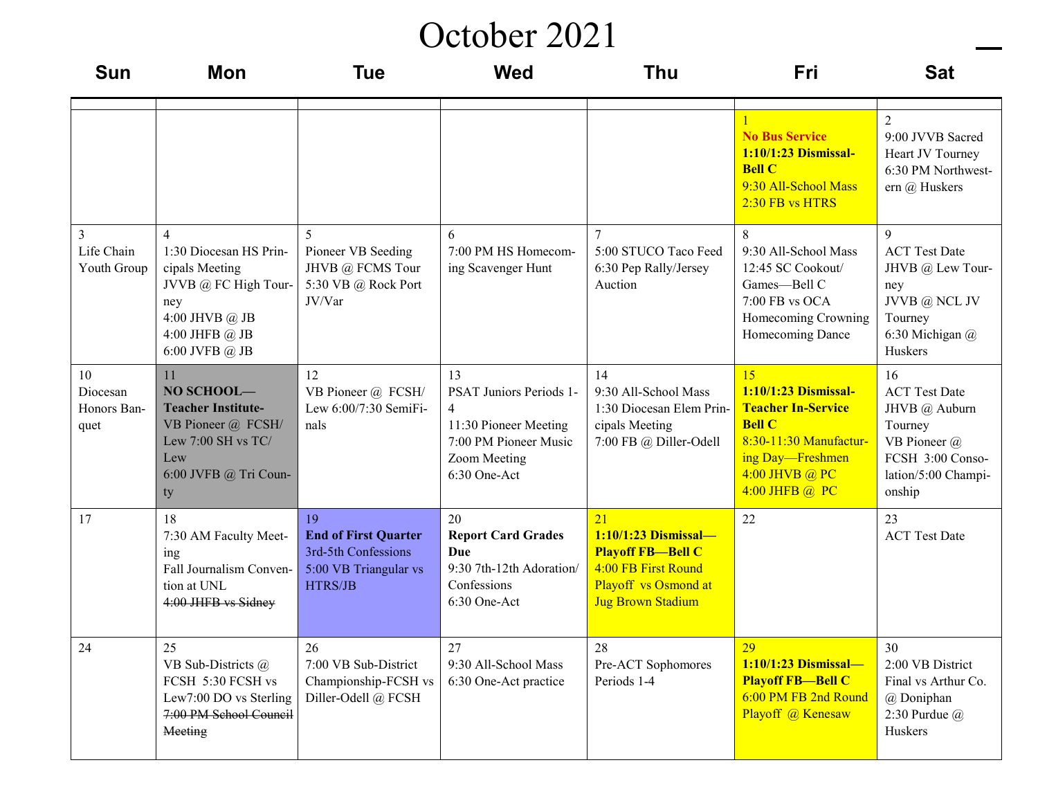# October 2021

| Sun | Mon | Tue | Wed | Thu | Fri | Sat |
|---|---|---|---|---|---|---|
| | | | | | 1<br>**No Bus Service**<br>**1:10/1:23 Dismissal-Bell C**<br>9:30 All-School Mass<br>2:30 FB vs HTRS | 2<br>9:00 JVVB Sacred Heart JV Tourney<br>6:30 PM Northwestern @ Huskers |
| 3<br>Life Chain<br>Youth Group | 4<br>1:30 Diocesan HS Principals Meeting<br>JVVB @ FC High Tourney<br>4:00 JHVB @ JB<br>4:00 JHFB @ JB<br>6:00 JVFB @ JB | 5<br>Pioneer VB Seeding<br>JHVB @ FCMS Tour<br>5:30 VB @ Rock Port JV/Var | 6<br>7:00 PM HS Homecoming Scavenger Hunt | 7<br>5:00 STUCO Taco Feed<br>6:30 Pep Rally/Jersey Auction | 8<br>9:30 All-School Mass<br>12:45 SC Cookout/ Games—Bell C<br>7:00 FB vs OCA<br>Homecoming Crowning<br>Homecoming Dance | 9<br>ACT Test Date<br>JHVB @ Lew Tourney<br>JVVB @ NCL JV Tourney<br>6:30 Michigan @ Huskers |
| 10<br>Diocesan Honors Banquet | 11<br>**NO SCHOOL—Teacher Institute-**<br>VB Pioneer @ FCSH/ Lew 7:00 SH vs TC/ Lew<br>6:00 JVFB @ Tri County | 12<br>VB Pioneer @ FCSH/ Lew 6:00/7:30 SemiFinals | 13<br>PSAT Juniors Periods 1-4<br>11:30 Pioneer Meeting<br>7:00 PM Pioneer Music Zoom Meeting<br>6:30 One-Act | 14<br>9:30 All-School Mass<br>1:30 Diocesan Elem Principals Meeting<br>7:00 FB @ Diller-Odell | 15<br>**1:10/1:23 Dismissal-Teacher In-Service Bell C**<br>8:30-11:30 Manufacturing Day—Freshmen<br>4:00 JHVB @ PC<br>4:00 JHFB @ PC | 16<br>ACT Test Date<br>JHVB @ Auburn Tourney<br>VB Pioneer @ FCSH 3:00 Consolation/5:00 Championship |
| 17 | 18<br>7:30 AM Faculty Meeting<br>Fall Journalism Convention at UNL<br>~~4:00 JHFB vs Sidney~~ | 19<br>**End of First Quarter**<br>3rd-5th Confessions<br>5:00 VB Triangular vs HTRS/JB | 20<br>**Report Card Grades Due**<br>9:30 7th-12th Adoration/ Confessions<br>6:30 One-Act | 21<br>**1:10/1:23 Dismissal—Playoff FB—Bell C**<br>4:00 FB First Round Playoff vs Osmond at Jug Brown Stadium | 22 | 23<br>ACT Test Date |
| 24 | 25<br>VB Sub-Districts @ FCSH 5:30 FCSH vs Lew7:00 DO vs Sterling<br>~~7:00 PM School Council Meeting~~ | 26<br>7:00 VB Sub-District Championship-FCSH vs Diller-Odell @ FCSH | 27<br>9:30 All-School Mass<br>6:30 One-Act practice | 28<br>Pre-ACT Sophomores Periods 1-4 | 29<br>**1:10/1:23 Dismissal—Playoff FB—Bell C**<br>6:00 PM FB 2nd Round Playoff @ Kenesaw | 30<br>2:00 VB District Final vs Arthur Co. @ Doniphan<br>2:30 Purdue @ Huskers |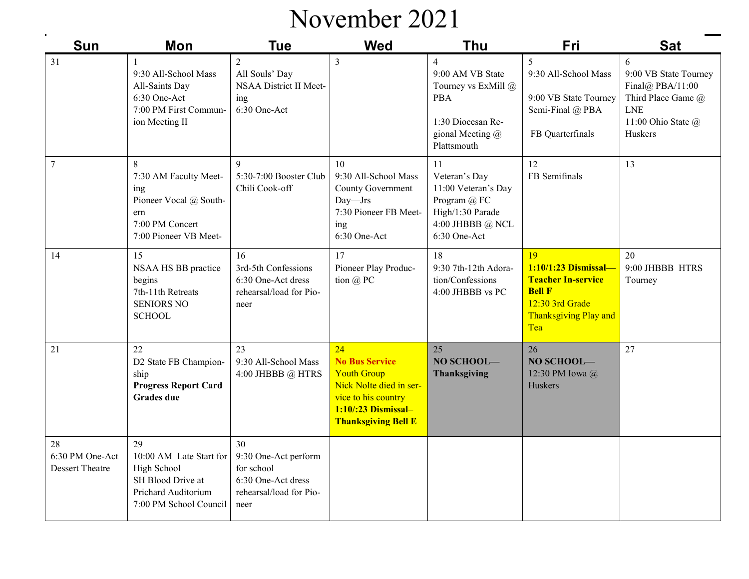# November 2021

| Sun | Mon | Tue | Wed | Thu | Fri | Sat |
|---|---|---|---|---|---|---|
| 31 | 1<br>9:30 All-School Mass<br>All-Saints Day<br>6:30 One-Act<br>7:00 PM First Communion Meeting II | 2<br>All Souls' Day<br>NSAA District II Meeting<br>6:30 One-Act | 3 | 4<br>9:00 AM VB State Tourney vs ExMill @ PBA<br><br>1:30 Diocesan Regional Meeting @ Plattsmouth | 5<br>9:30 All-School Mass<br><br>9:00 VB State Tourney Semi-Final @ PBA<br><br>FB Quarterfinals | 6<br>9:00 VB State Tourney Final@ PBA/11:00 Third Place Game @ LNE<br>11:00 Ohio State @ Huskers |
| 7 | 8<br>7:30 AM Faculty Meeting<br>Pioneer Vocal @ Southern<br>7:00 PM Concert<br>7:00 Pioneer VB Meet- | 9<br>5:30-7:00 Booster Club Chili Cook-off | 10<br>9:30 All-School Mass<br>County Government Day—Jrs<br>7:30 Pioneer FB Meeting<br>6:30 One-Act | 11<br>Veteran's Day<br>11:00 Veteran's Day Program @ FC High/1:30 Parade<br>4:00 JHBBB @ NCL<br>6:30 One-Act | 12<br>FB Semifinals | 13 |
| 14 | 15<br>NSAA HS BB practice begins<br>7th-11th Retreats<br>SENIORS NO SCHOOL | 16<br>3rd-5th Confessions<br>6:30 One-Act dress rehearsal/load for Pioneer | 17<br>Pioneer Play Production @ PC | 18<br>9:30 7th-12th Adoration/Confessions<br>4:00 JHBBB vs PC | 19<br>**1:10/1:23 Dismissal—Teacher In-service Bell F**<br>12:30 3rd Grade Thanksgiving Play and Tea | 20<br>9:00 JHBBB HTRS Tourney |
| 21 | 22<br>D2 State FB Championship<br>**Progress Report Card Grades due** | 23<br>9:30 All-School Mass<br>4:00 JHBBB @ HTRS | 24<br>**No Bus Service**<br>Youth Group<br>Nick Nolte died in service to his country<br>**1:10/:23 Dismissal–Thanksgiving Bell E** | 25<br>**NO SCHOOL—Thanksgiving** | 26<br>**NO SCHOOL—**<br>12:30 PM Iowa @ Huskers | 27 |
| 28<br>6:30 PM One-Act Dessert Theatre | 29<br>10:00 AM Late Start for High School<br>SH Blood Drive at Prichard Auditorium<br>7:00 PM School Council | 30<br>9:30 One-Act perform for school<br>6:30 One-Act dress rehearsal/load for Pioneer | | | | |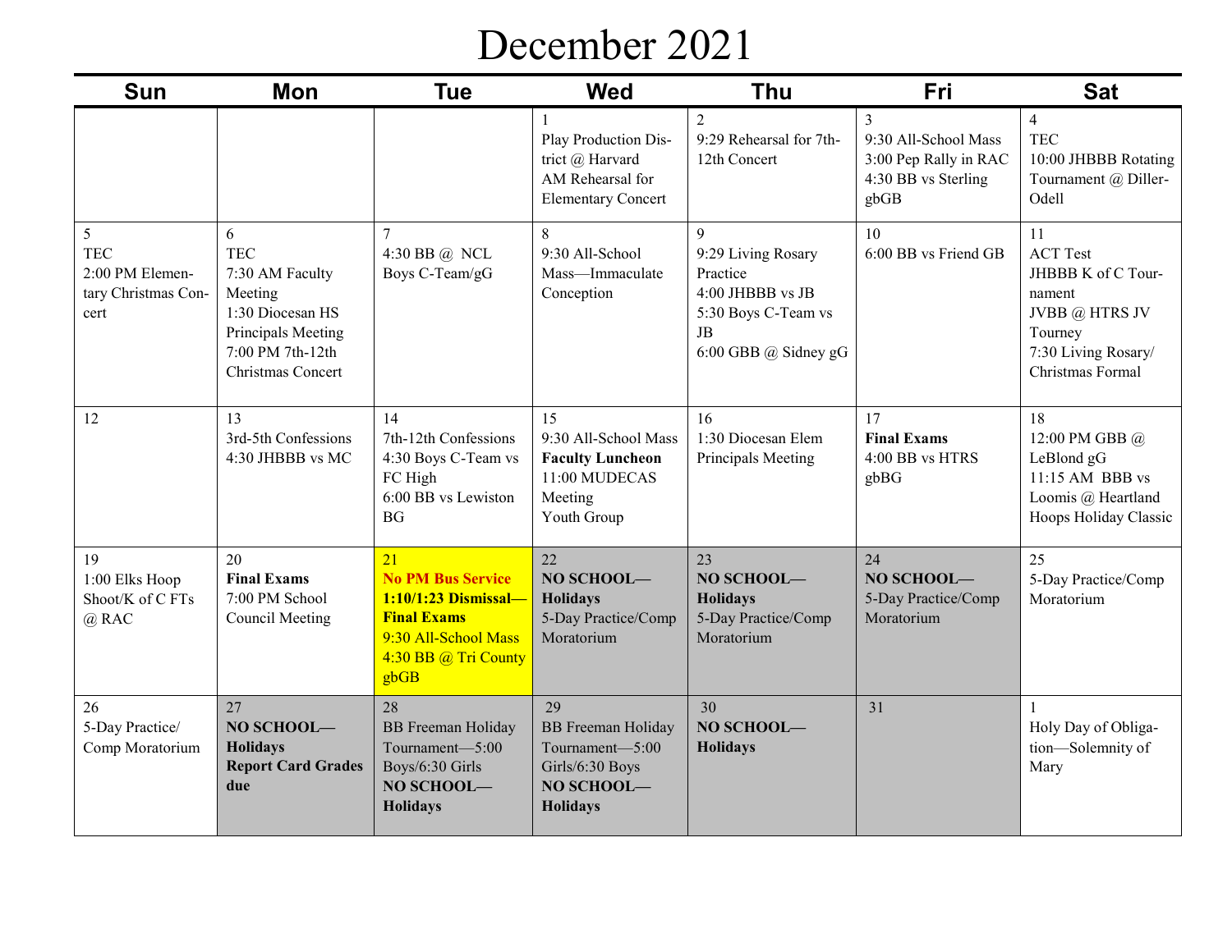# December 2021

| Sun | Mon | Tue | Wed | Thu | Fri | Sat |
|---|---|---|---|---|---|---|
| | | | 1<br>Play Production District @ Harvard<br>AM Rehearsal for Elementary Concert | 2<br>9:29 Rehearsal for 7th-12th Concert | 3<br>9:30 All-School Mass<br>3:00 Pep Rally in RAC<br>4:30 BB vs Sterling gbGB | 4<br>TEC<br>10:00 JHBBB Rotating Tournament @ Diller-Odell |
| 5<br>TEC<br>2:00 PM Elementary Christmas Concert | 6<br>TEC<br>7:30 AM Faculty Meeting<br>1:30 Diocesan HS Principals Meeting<br>7:00 PM 7th-12th Christmas Concert | 7<br>4:30 BB @ NCL Boys C-Team/gG | 8<br>9:30 All-School Mass—Immaculate Conception | 9<br>9:29 Living Rosary Practice<br>4:00 JHBBB vs JB<br>5:30 Boys C-Team vs JB<br>6:00 GBB @ Sidney gG | 10<br>6:00 BB vs Friend GB | 11<br>ACT Test<br>JHBBB K of C Tournament<br>JVBB @ HTRS JV Tourney<br>7:30 Living Rosary/ Christmas Formal |
| 12 | 13<br>3rd-5th Confessions<br>4:30 JHBBB vs MC | 14<br>7th-12th Confessions<br>4:30 Boys C-Team vs FC High<br>6:00 BB vs Lewiston BG | 15<br>9:30 All-School Mass<br>**Faculty Luncheon**<br>11:00 MUDECAS Meeting<br>Youth Group | 16<br>1:30 Diocesan Elem Principals Meeting | 17<br>**Final Exams**<br>4:00 BB vs HTRS gbBG | 18<br>12:00 PM GBB @ LeBlond gG<br>11:15 AM BBB vs Loomis @ Heartland Hoops Holiday Classic |
| 19<br>1:00 Elks Hoop Shoot/K of C FTs @ RAC | 20<br>**Final Exams**<br>7:00 PM School Council Meeting | 21<br>**No PM Bus Service**<br>**1:10/1:23 Dismissal—Final Exams**<br>9:30 All-School Mass<br>4:30 BB @ Tri County gbGB | 22<br>**NO SCHOOL—Holidays**<br>5-Day Practice/Comp Moratorium | 23<br>**NO SCHOOL—Holidays**<br>5-Day Practice/Comp Moratorium | 24<br>**NO SCHOOL—**<br>5-Day Practice/Comp Moratorium | 25<br>5-Day Practice/Comp Moratorium |
| 26<br>5-Day Practice/ Comp Moratorium | 27<br>**NO SCHOOL—Holidays**<br>**Report Card Grades due** | 28<br>BB Freeman Holiday Tournament—5:00 Boys/6:30 Girls<br>**NO SCHOOL—Holidays** | 29<br>BB Freeman Holiday Tournament—5:00 Girls/6:30 Boys<br>**NO SCHOOL—Holidays** | 30<br>**NO SCHOOL—Holidays** | 31 | 1<br>Holy Day of Obligation—Solemnity of Mary |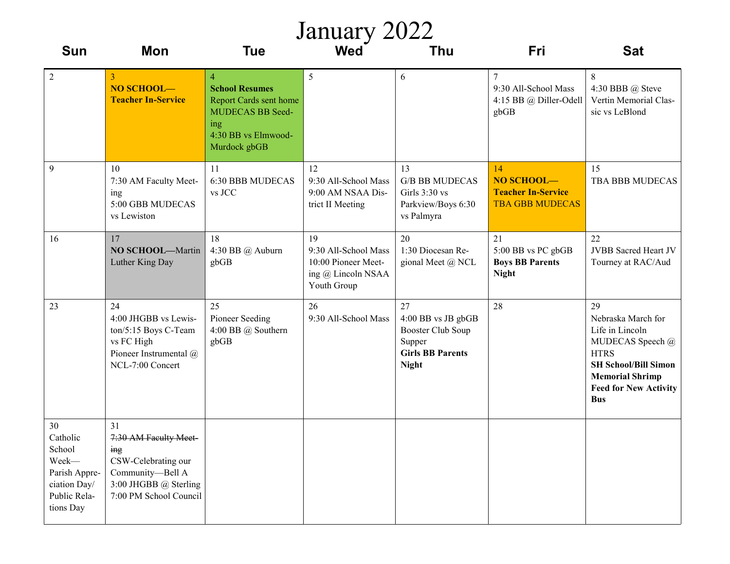# January 2022

| Sun | Mon | Tue | Wed | Thu | Fri | Sat |
|---|---|---|---|---|---|---|
| 2 | 3<br>**NO SCHOOL—Teacher In-Service** | 4<br>**School Resumes**<br>Report Cards sent home<br>MUDECAS BB Seeding<br>4:30 BB vs Elmwood-Murdock gbGB | 5 | 6 | 7<br>9:30 All-School Mass<br>4:15 BB @ Diller-Odell gbGB | 8<br>4:30 BBB @ Steve Vertin Memorial Classic vs LeBlond |
| 9 | 10<br>7:30 AM Faculty Meeting<br>5:00 GBB MUDECAS vs Lewiston | 11<br>6:30 BBB MUDECAS vs JCC | 12<br>9:30 All-School Mass<br>9:00 AM NSAA District II Meeting | 13<br>G/B BB MUDECAS Girls 3:30 vs Parkview/Boys 6:30 vs Palmyra | 14<br>**NO SCHOOL—Teacher In-Service**<br>TBA GBB MUDECAS | 15<br>TBA BBB MUDECAS |
| 16 | 17<br>**NO SCHOOL**—Martin Luther King Day | 18<br>4:30 BB @ Auburn gbGB | 19<br>9:30 All-School Mass<br>10:00 Pioneer Meeting @ Lincoln NSAA Youth Group | 20<br>1:30 Diocesan Regional Meet @ NCL | 21<br>5:00 BB vs PC gbGB<br>**Boys BB Parents Night** | 22<br>JVBB Sacred Heart JV Tourney at RAC/Aud |
| 23 | 24<br>4:00 JHGBB vs Lewiston/5:15 Boys C-Team vs FC High<br>Pioneer Instrumental @ NCL-7:00 Concert | 25<br>Pioneer Seeding<br>4:00 BB @ Southern gbGB | 26<br>9:30 All-School Mass | 27<br>4:00 BB vs JB gbGB<br>Booster Club Soup Supper<br>**Girls BB Parents Night** | 28 | 29<br>Nebraska March for Life in Lincoln<br>MUDECAS Speech @ HTRS<br>**SH School/Bill Simon Memorial Shrimp Feed for New Activity Bus** |
| 30<br>Catholic School Week—Parish Appreciation Day/Public Relations Day | 31<br>~~7:30 AM Faculty Meeting~~<br>CSW-Celebrating our Community—Bell A<br>3:00 JHGBB @ Sterling<br>7:00 PM School Council | | | | | |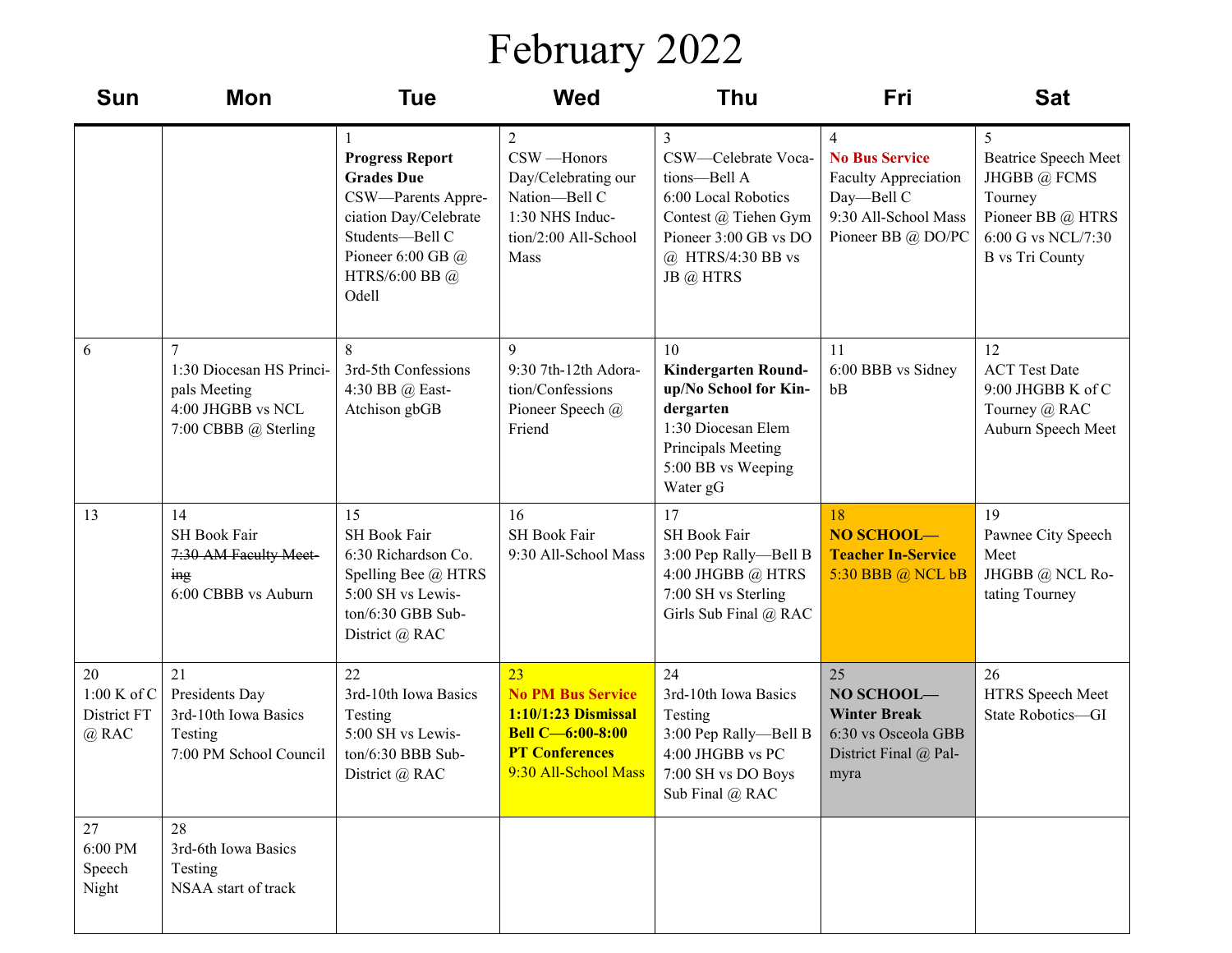# February 2022

| Sun | Mon | Tue | Wed | Thu | Fri | Sat |
|---|---|---|---|---|---|---|
| | | 1 **Progress Report Grades Due** CSW—Parents Appreciation Day/Celebrate Students—Bell C Pioneer 6:00 GB @ HTRS/6:00 BB @ Odell | 2 CSW —Honors Day/Celebrating our Nation—Bell C 1:30 NHS Induction/2:00 All-School Mass | 3 CSW—Celebrate Vocations—Bell A 6:00 Local Robotics Contest @ Tiehen Gym Pioneer 3:00 GB vs DO @ HTRS/4:30 BB vs JB @ HTRS | 4 **No Bus Service** Faculty Appreciation Day—Bell C 9:30 All-School Mass Pioneer BB @ DO/PC | 5 Beatrice Speech Meet JHGBB @ FCMS Tourney Pioneer BB @ HTRS 6:00 G vs NCL/7:30 B vs Tri County |
| 6 | 7 1:30 Diocesan HS Principals Meeting 4:00 JHGBB vs NCL 7:00 CBBB @ Sterling | 8 3rd-5th Confessions 4:30 BB @ East-Atchison gbGB | 9 9:30 7th-12th Adoration/Confessions Pioneer Speech @ Friend | 10 **Kindergarten Round-up/No School for Kindergarten** 1:30 Diocesan Elem Principals Meeting 5:00 BB vs Weeping Water gG | 11 6:00 BBB vs Sidney bB | 12 ACT Test Date 9:00 JHGBB K of C Tourney @ RAC Auburn Speech Meet |
| 13 | 14 SH Book Fair ~~7:30 AM Faculty Meeting~~ 6:00 CBBB vs Auburn | 15 SH Book Fair 6:30 Richardson Co. Spelling Bee @ HTRS 5:00 SH vs Lewiston/6:30 GBB Sub-District @ RAC | 16 SH Book Fair 9:30 All-School Mass | 17 SH Book Fair 3:00 Pep Rally—Bell B 4:00 JHGBB @ HTRS 7:00 SH vs Sterling Girls Sub Final @ RAC | 18 **NO SCHOOL—Teacher In-Service** 5:30 BBB @ NCL bB | 19 Pawnee City Speech Meet JHGBB @ NCL Rotating Tourney |
| 20 1:00 K of C District FT @ RAC | 21 Presidents Day 3rd-10th Iowa Basics Testing 7:00 PM School Council | 22 3rd-10th Iowa Basics Testing 5:00 SH vs Lewiston/6:30 BBB Sub-District @ RAC | 23 **No PM Bus Service** **1:10/1:23 Dismissal Bell C—6:00-8:00 PT Conferences** 9:30 All-School Mass | 24 3rd-10th Iowa Basics Testing 3:00 Pep Rally—Bell B 4:00 JHGBB vs PC 7:00 SH vs DO Boys Sub Final @ RAC | 25 **NO SCHOOL—Winter Break** 6:30 vs Osceola GBB District Final @ Palmyra | 26 HTRS Speech Meet State Robotics—GI |
| 27 6:00 PM Speech Night | 28 3rd-6th Iowa Basics Testing NSAA start of track | | | | | |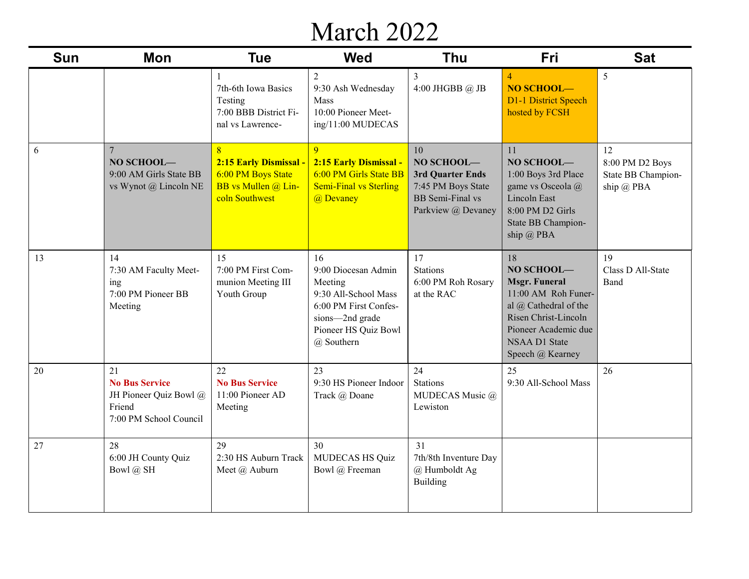# March 2022

| Sun | Mon | Tue | Wed | Thu | Fri | Sat |
|---|---|---|---|---|---|---|
| | | 1<br>7th-6th Iowa Basics Testing<br>7:00 BBB District Final vs Lawrence- | 2<br>9:30 Ash Wednesday Mass<br>10:00 Pioneer Meeting/11:00 MUDECAS | 3<br>4:00 JHGBB @ JB | 4<br>**NO SCHOOL—**<br>D1-1 District Speech hosted by FCSH | 5 |
| 6 | 7<br>**NO SCHOOL—**<br>9:00 AM Girls State BB vs Wynot @ Lincoln NE | 8<br>**2:15 Early Dismissal -**<br>6:00 PM Boys State BB vs Mullen @ Lincoln Southwest | 9<br>**2:15 Early Dismissal -**<br>6:00 PM Girls State BB Semi-Final vs Sterling @ Devaney | 10<br>**NO SCHOOL—**<br>**3rd Quarter Ends**<br>7:45 PM Boys State BB Semi-Final vs Parkview @ Devaney | 11<br>**NO SCHOOL—**<br>1:00 Boys 3rd Place game vs Osceola @ Lincoln East<br>8:00 PM D2 Girls State BB Championship @ PBA | 12<br>8:00 PM D2 Boys State BB Championship @ PBA |
| 13 | 14<br>7:30 AM Faculty Meeting<br>7:00 PM Pioneer BB Meeting | 15<br>7:00 PM First Communion Meeting III Youth Group | 16<br>9:00 Diocesan Admin Meeting<br>9:30 All-School Mass<br>6:00 PM First Confessions—2nd grade<br>Pioneer HS Quiz Bowl @ Southern | 17<br>Stations<br>6:00 PM Roh Rosary at the RAC | 18<br>**NO SCHOOL—**<br>**Msgr. Funeral**<br>11:00 AM Roh Funeral @ Cathedral of the Risen Christ-Lincoln<br>Pioneer Academic due<br>NSAA D1 State Speech @ Kearney | 19<br>Class D All-State Band |
| 20 | 21<br>No Bus Service<br>JH Pioneer Quiz Bowl @ Friend<br>7:00 PM School Council | 22<br>No Bus Service<br>11:00 Pioneer AD Meeting | 23<br>9:30 HS Pioneer Indoor Track @ Doane | 24<br>Stations<br>MUDECAS Music @ Lewiston | 25<br>9:30 All-School Mass | 26 |
| 27 | 28<br>6:00 JH County Quiz Bowl @ SH | 29<br>2:30 HS Auburn Track Meet @ Auburn | 30<br>MUDECAS HS Quiz Bowl @ Freeman | 31<br>7th/8th Inventure Day @ Humboldt Ag Building | | |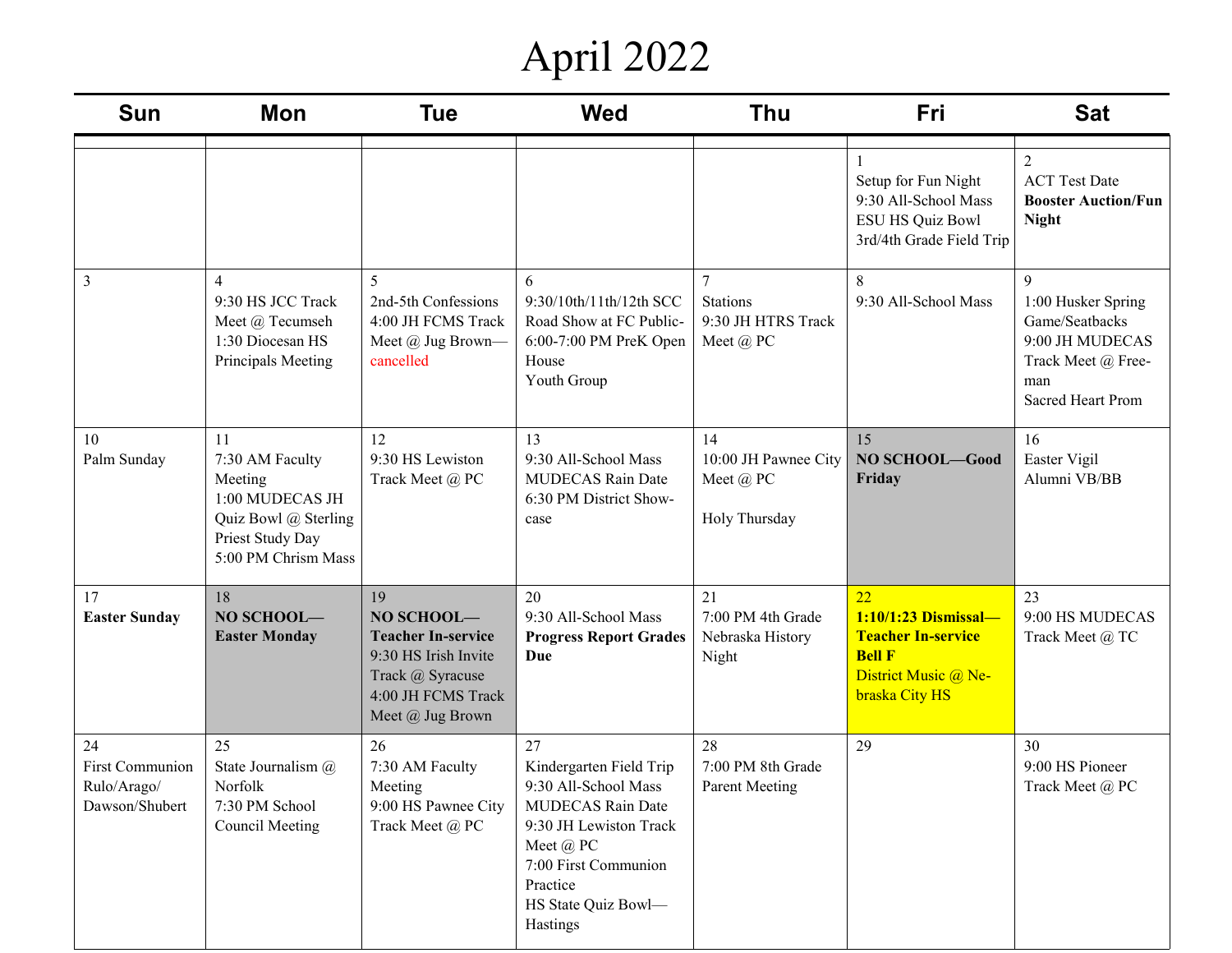# April 2022

| Sun | Mon | Tue | Wed | Thu | Fri | Sat |
|---|---|---|---|---|---|---|
| | | | | | 1<br>Setup for Fun Night<br>9:30 All-School Mass<br>ESU HS Quiz Bowl<br>3rd/4th Grade Field Trip | 2<br>ACT Test Date<br>**Booster Auction/Fun Night** |
| 3 | 4<br>9:30 HS JCC Track Meet @ Tecumseh<br>1:30 Diocesan HS Principals Meeting | 5<br>2nd-5th Confessions<br>4:00 JH FCMS Track Meet @ Jug Brown—cancelled | 6<br>9:30/10th/11th/12th SCC Road Show at FC Public-6:00-7:00 PM PreK Open House<br>Youth Group | 7<br>Stations<br>9:30 JH HTRS Track Meet @ PC | 8<br>9:30 All-School Mass | 9<br>1:00 Husker Spring Game/Seatbacks<br>9:00 JH MUDECAS Track Meet @ Freeman<br>Sacred Heart Prom |
| 10<br>Palm Sunday | 11<br>7:30 AM Faculty Meeting<br>1:00 MUDECAS JH Quiz Bowl @ Sterling<br>Priest Study Day<br>5:00 PM Chrism Mass | 12<br>9:30 HS Lewiston Track Meet @ PC | 13<br>9:30 All-School Mass<br>MUDECAS Rain Date<br>6:30 PM District Showcase | 14<br>10:00 JH Pawnee City Meet @ PC<br><br>Holy Thursday | 15<br>**NO SCHOOL—Good Friday** | 16<br>Easter Vigil<br>Alumni VB/BB |
| 17<br>**Easter Sunday** | 18<br>**NO SCHOOL—Easter Monday** | 19<br>**NO SCHOOL—Teacher In-service**<br>9:30 HS Irish Invite Track @ Syracuse<br>4:00 JH FCMS Track Meet @ Jug Brown | 20<br>9:30 All-School Mass<br>**Progress Report Grades Due** | 21<br>7:00 PM 4th Grade Nebraska History Night | 22<br>**1:10/1:23 Dismissal—Teacher In-service Bell F**<br>District Music @ Nebraska City HS | 23<br>9:00 HS MUDECAS Track Meet @ TC |
| 24<br>First Communion Rulo/Arago/Dawson/Shubert | 25<br>State Journalism @ Norfolk<br>7:30 PM School Council Meeting | 26<br>7:30 AM Faculty Meeting<br>9:00 HS Pawnee City Track Meet @ PC | 27<br>Kindergarten Field Trip<br>9:30 All-School Mass<br>MUDECAS Rain Date<br>9:30 JH Lewiston Track Meet @ PC<br>7:00 First Communion Practice<br>HS State Quiz Bowl—Hastings | 28<br>7:00 PM 8th Grade Parent Meeting | 29 | 30<br>9:00 HS Pioneer Track Meet @ PC |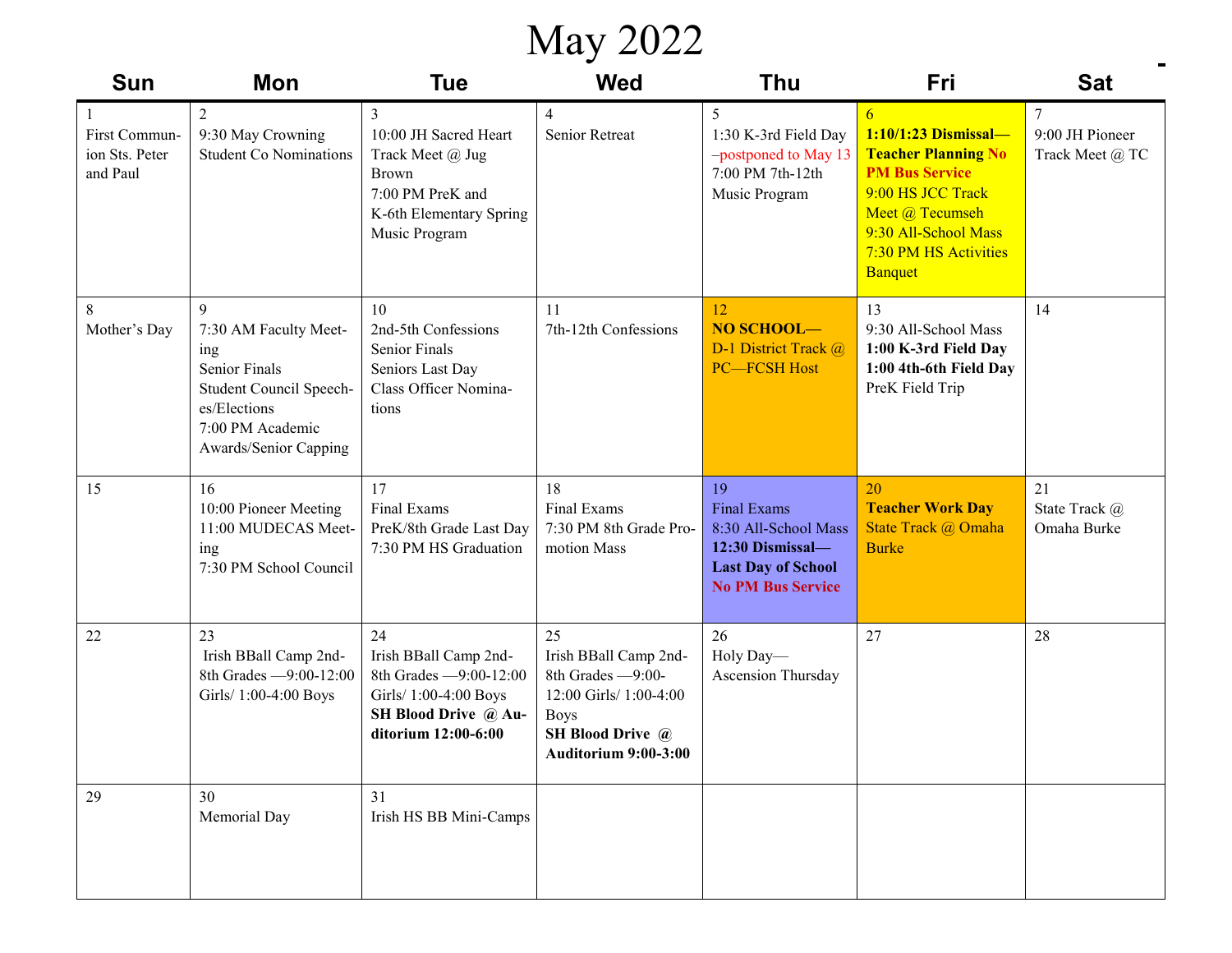# May 2022

| Sun | Mon | Tue | Wed | Thu | Fri | Sat |
|---|---|---|---|---|---|---|
| 1<br>First Communion Sts. Peter and Paul | 2<br>9:30 May Crowning<br>Student Co Nominations | 3<br>10:00 JH Sacred Heart Track Meet @ Jug Brown<br>7:00 PM PreK and K-6th Elementary Spring Music Program | 4<br>Senior Retreat | 5<br>1:30 K-3rd Field Day –postponed to May 13<br>7:00 PM 7th-12th Music Program | 6<br>**1:10/1:23 Dismissal—Teacher Planning No PM Bus Service**<br>9:00 HS JCC Track Meet @ Tecumseh<br>9:30 All-School Mass<br>7:30 PM HS Activities Banquet | 7<br>9:00 JH Pioneer Track Meet @ TC |
| 8<br>Mother's Day | 9<br>7:30 AM Faculty Meeting<br>Senior Finals<br>Student Council Speeches/Elections<br>7:00 PM Academic Awards/Senior Capping | 10<br>2nd-5th Confessions<br>Senior Finals<br>Seniors Last Day<br>Class Officer Nominations | 11<br>7th-12th Confessions | 12<br>**NO SCHOOL—**<br>D-1 District Track @ PC—FCSH Host | 13<br>9:30 All-School Mass<br>**1:00 K-3rd Field Day**<br>**1:00 4th-6th Field Day**<br>PreK Field Trip | 14 |
| 15 | 16<br>10:00 Pioneer Meeting<br>11:00 MUDECAS Meeting<br>7:30 PM School Council | 17<br>Final Exams<br>PreK/8th Grade Last Day<br>7:30 PM HS Graduation | 18<br>Final Exams<br>7:30 PM 8th Grade Promotion Mass | 19<br>Final Exams<br>8:30 All-School Mass<br>**12:30 Dismissal—Last Day of School**<br>**No PM Bus Service** | 20<br>**Teacher Work Day**<br>State Track @ Omaha Burke | 21<br>State Track @ Omaha Burke |
| 22 | 23<br>Irish BBall Camp 2nd-8th Grades —9:00-12:00 Girls/ 1:00-4:00 Boys | 24<br>Irish BBall Camp 2nd-8th Grades —9:00-12:00 Girls/ 1:00-4:00 Boys<br>**SH Blood Drive @ Auditorium 12:00-6:00** | 25<br>Irish BBall Camp 2nd-8th Grades —9:00-12:00 Girls/ 1:00-4:00 Boys<br>**SH Blood Drive @ Auditorium 9:00-3:00** | 26<br>Holy Day—Ascension Thursday | 27 | 28 |
| 29 | 30<br>Memorial Day | 31<br>Irish HS BB Mini-Camps | | | | |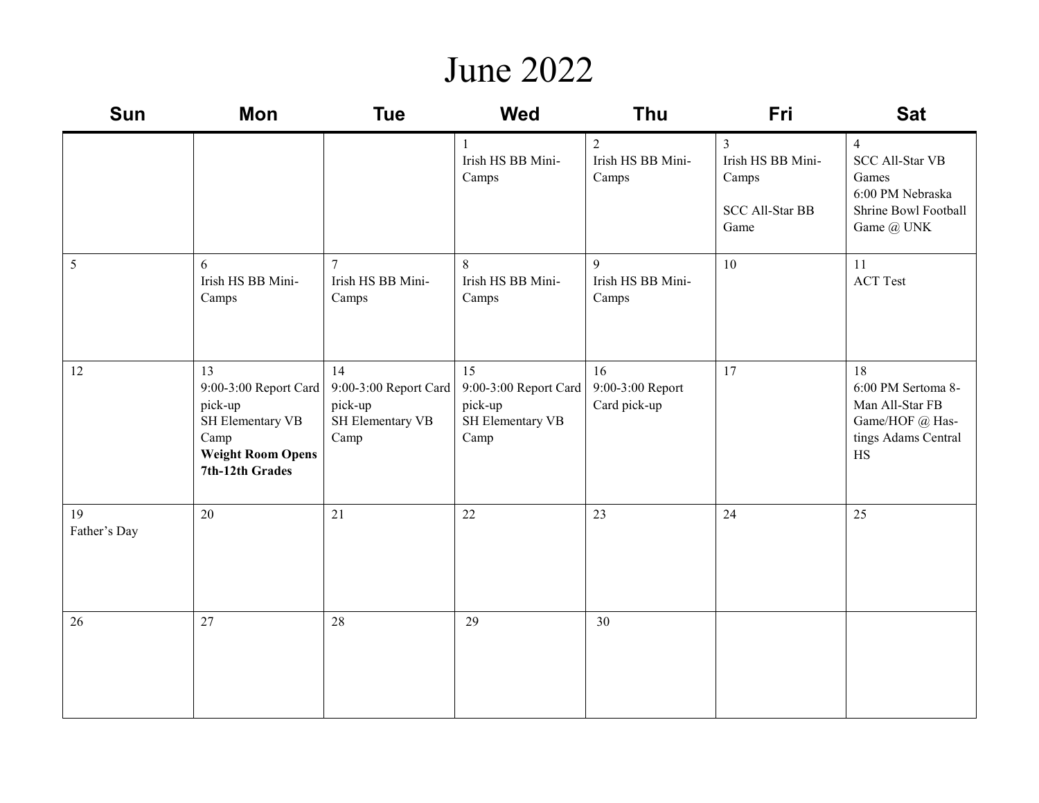# June 2022

| Sun | Mon | Tue | Wed | Thu | Fri | Sat |
|---|---|---|---|---|---|---|
| | | | 1<br>Irish HS BB Mini-Camps | 2<br>Irish HS BB Mini-Camps | 3<br>Irish HS BB Mini-Camps<br><br>SCC All-Star BB Game | 4<br>SCC All-Star VB Games<br>6:00 PM Nebraska Shrine Bowl Football Game @ UNK |
| 5 | 6<br>Irish HS BB Mini-Camps | 7<br>Irish HS BB Mini-Camps | 8<br>Irish HS BB Mini-Camps | 9<br>Irish HS BB Mini-Camps | 10 | 11<br>ACT Test |
| 12 | 13<br>9:00-3:00 Report Card pick-up<br>SH Elementary VB Camp<br>**Weight Room Opens 7th-12th Grades** | 14<br>9:00-3:00 Report Card pick-up<br>SH Elementary VB Camp | 15<br>9:00-3:00 Report Card pick-up<br>SH Elementary VB Camp | 16<br>9:00-3:00 Report Card pick-up | 17 | 18<br>6:00 PM Sertoma 8-Man All-Star FB Game/HOF @ Hastings Adams Central HS |
| 19<br>Father's Day | 20 | 21 | 22 | 23 | 24 | 25 |
| 26 | 27 | 28 | 29 | 30 | | |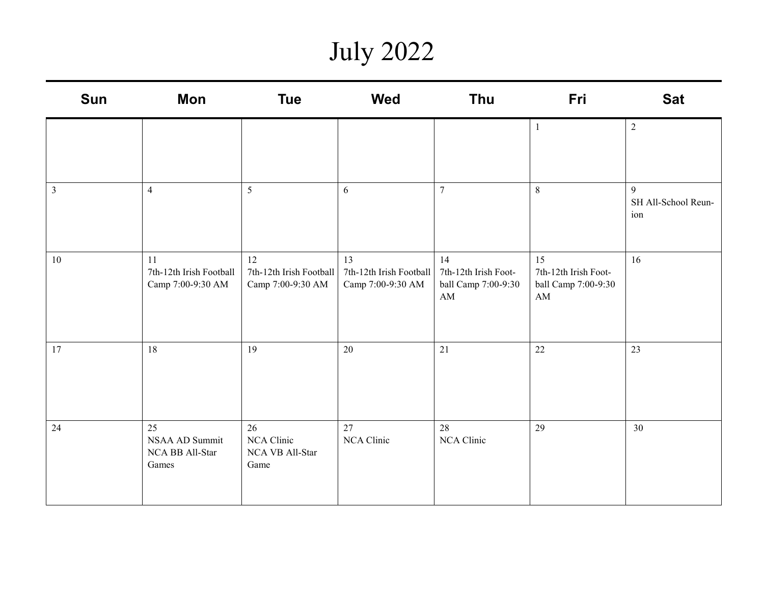# July 2022

| Sun | Mon | Tue | Wed | Thu | Fri | Sat |
|---|---|---|---|---|---|---|
| | | | | | 1 | 2 |
| 3 | 4 | 5 | 6 | 7 | 8 | 9<br>SH All-School Reunion |
| 10 | 11<br>7th-12th Irish Football Camp 7:00-9:30 AM | 12<br>7th-12th Irish Football Camp 7:00-9:30 AM | 13<br>7th-12th Irish Football Camp 7:00-9:30 AM | 14<br>7th-12th Irish Football Camp 7:00-9:30 AM | 15<br>7th-12th Irish Football Camp 7:00-9:30 AM | 16 |
| 17 | 18 | 19 | 20 | 21 | 22 | 23 |
| 24 | 25<br>NSAA AD Summit<br>NCA BB All-Star Games | 26<br>NCA Clinic<br>NCA VB All-Star Game | 27<br>NCA Clinic | 28<br>NCA Clinic | 29 | 30 |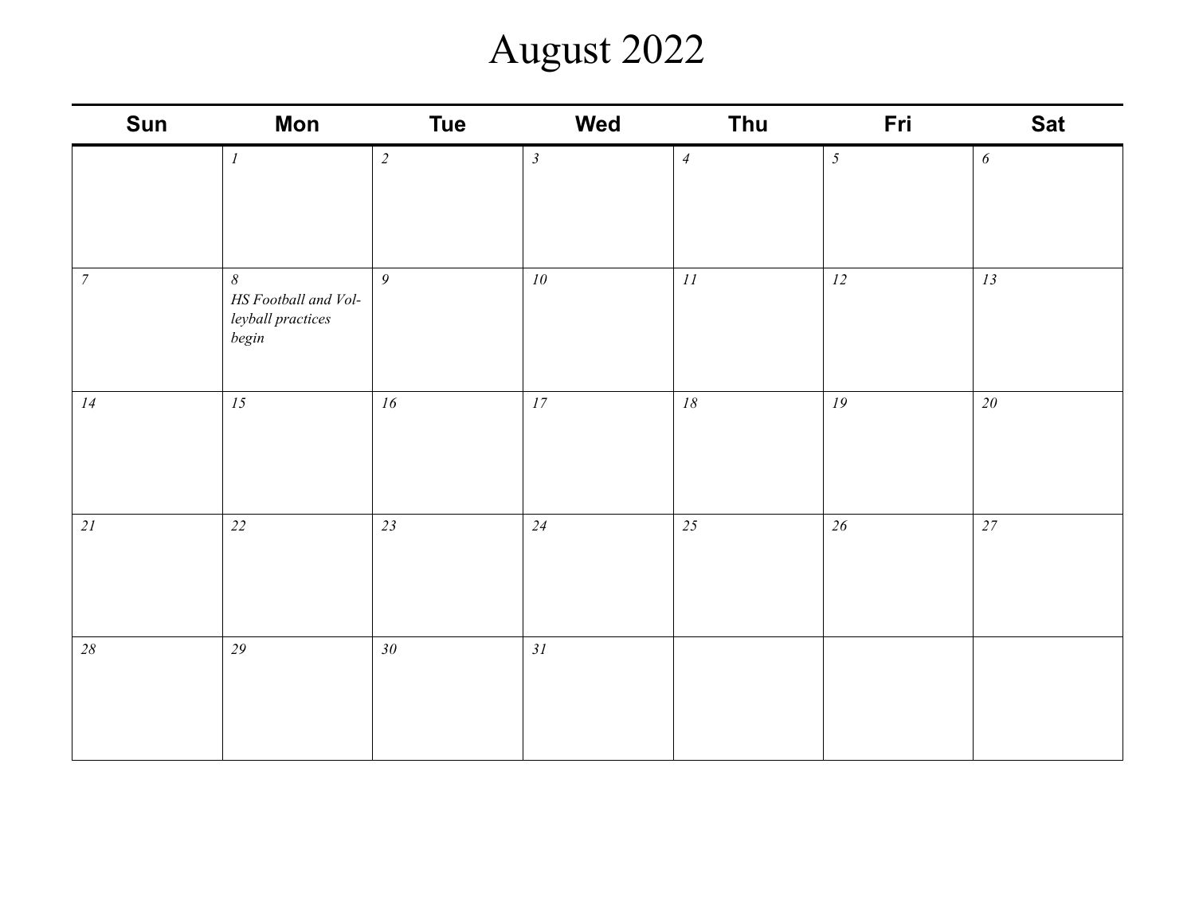# August 2022

| Sun | Mon | Tue | Wed | Thu | Fri | Sat |
|---|---|---|---|---|---|---|
| | *1* | *2* | *3* | *4* | *5* | *6* |
| *7* | *8* *HS Football and Volleyball practices begin* | *9* | *10* | *11* | *12* | *13* |
| *14* | *15* | *16* | *17* | *18* | *19* | *20* |
| *21* | *22* | *23* | *24* | *25* | *26* | *27* |
| *28* | *29* | *30* | *31* | | | |